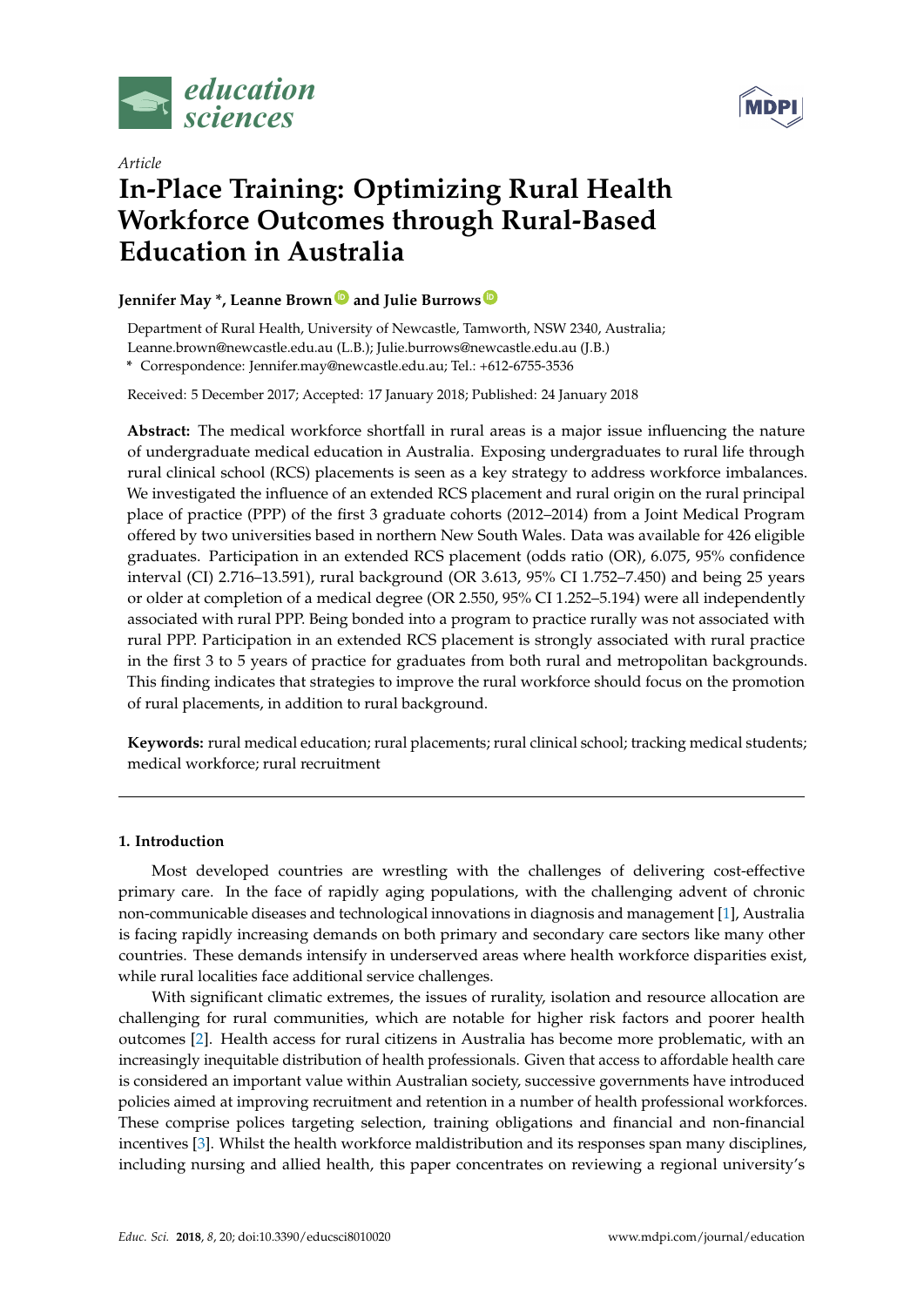*Article*

# In-Place Training: Optimizing Rural Health Workforce Outcomes through Rural-Based Education in Australia

**Jennifer May \*, Leanne Brown and Julie Burrows**

Department of Rural Health, University of Newcastle, Tamworth, NSW 2340, Australia; Leanne.brown@newcastle.edu.au (L.B.); Julie.burrows@newcastle.edu.au (J.B.)

\* Correspondence: Jennifer.may@newcastle.edu.au; Tel.: +612-6755-3536

Received: 5 December 2017; Accepted: 17 January 2018; Published: 24 January 2018

**Abstract:** The medical workforce shortfall in rural areas is a major issue influencing the nature of undergraduate medical education in Australia. Exposing undergraduates to rural life through rural clinical school (RCS) placements is seen as a key strategy to address workforce imbalances. We investigated the influence of an extended RCS placement and rural origin on the rural principal place of practice (PPP) of the first 3 graduate cohorts (2012–2014) from a Joint Medical Program offered by two universities based in northern New South Wales. Data was available for 426 eligible graduates. Participation in an extended RCS placement (odds ratio (OR), 6.075, 95% confidence interval (CI) 2.716–13.591), rural background (OR 3.613, 95% CI 1.752–7.450) and being 25 years or older at completion of a medical degree (OR 2.550, 95% CI 1.252–5.194) were all independently associated with rural PPP. Being bonded into a program to practice rurally was not associated with rural PPP. Participation in an extended RCS placement is strongly associated with rural practice in the first 3 to 5 years of practice for graduates from both rural and metropolitan backgrounds. This finding indicates that strategies to improve the rural workforce should focus on the promotion of rural placements, in addition to rural background.

**Keywords:** rural medical education; rural placements; rural clinical school; tracking medical students; medical workforce; rural recruitment

## 1. Introduction

Most developed countries are wrestling with the challenges of delivering cost-effective primary care. In the face of rapidly aging populations, with the challenging advent of chronic non-communicable diseases and technological innovations in diagnosis and management [1], Australia is facing rapidly increasing demands on both primary and secondary care sectors like many other countries. These demands intensify in underserved areas where health workforce disparities exist, while rural localities face additional service challenges.

With significant climatic extremes, the issues of rurality, isolation and resource allocation are challenging for rural communities, which are notable for higher risk factors and poorer health outcomes [2]. Health access for rural citizens in Australia has become more problematic, with an increasingly inequitable distribution of health professionals. Given that access to affordable health care is considered an important value within Australian society, successive governments have introduced policies aimed at improving recruitment and retention in a number of health professional workforces. These comprise polices targeting selection, training obligations and financial and non-financial incentives [3]. Whilst the health workforce maldistribution and its responses span many disciplines, including nursing and allied health, this paper concentrates on reviewing a regional university's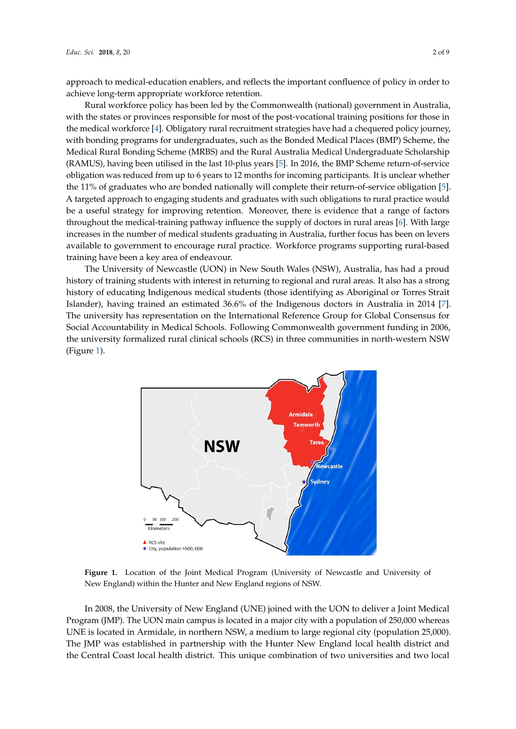approach to medical-education enablers, and reflects the important confluence of policy in order to achieve long-term appropriate workforce retention.

Rural workforce policy has been led by the Commonwealth (national) government in Australia, with the states or provinces responsible for most of the post-vocational training positions for those in the medical workforce [4]. Obligatory rural recruitment strategies have had a chequered policy journey, with bonding programs for undergraduates, such as the Bonded Medical Places (BMP) Scheme, the Medical Rural Bonding Scheme (MRBS) and the Rural Australia Medical Undergraduate Scholarship (RAMUS), having been utilised in the last 10-plus years [5]. In 2016, the BMP Scheme return-of-service obligation was reduced from up to 6 years to 12 months for incoming participants. It is unclear whether the 11% of graduates who are bonded nationally will complete their return-of-service obligation [5]. A targeted approach to engaging students and graduates with such obligations to rural practice would be a useful strategy for improving retention. Moreover, there is evidence that a range of factors throughout the medical-training pathway influence the supply of doctors in rural areas [6]. With large increases in the number of medical students graduating in Australia, further focus has been on levers available to government to encourage rural practice. Workforce programs supporting rural-based training have been a key area of endeavour.

The University of Newcastle (UON) in New South Wales (NSW), Australia, has had a proud history of training students with interest in returning to regional and rural areas. It also has a strong history of educating Indigenous medical students (those identifying as Aboriginal or Torres Strait Islander), having trained an estimated 36.6% of the Indigenous doctors in Australia in 2014 [7]. The university has representation on the International Reference Group for Global Consensus for Social Accountability in Medical Schools. Following Commonwealth government funding in 2006, the university formalized rural clinical schools (RCS) in three communities in north-western NSW (Figure 1).

**Figure 1.** Location of the Joint Medical Program (University of Newcastle and University of New England) within the Hunter and New England regions of NSW.

In 2008, the University of New England (UNE) joined with the UON to deliver a Joint Medical Program (JMP). The UON main campus is located in a major city with a population of 250,000 whereas UNE is located in Armidale, in northern NSW, a medium to large regional city (population 25,000). The JMP was established in partnership with the Hunter New England local health district and the Central Coast local health district. This unique combination of two universities and two local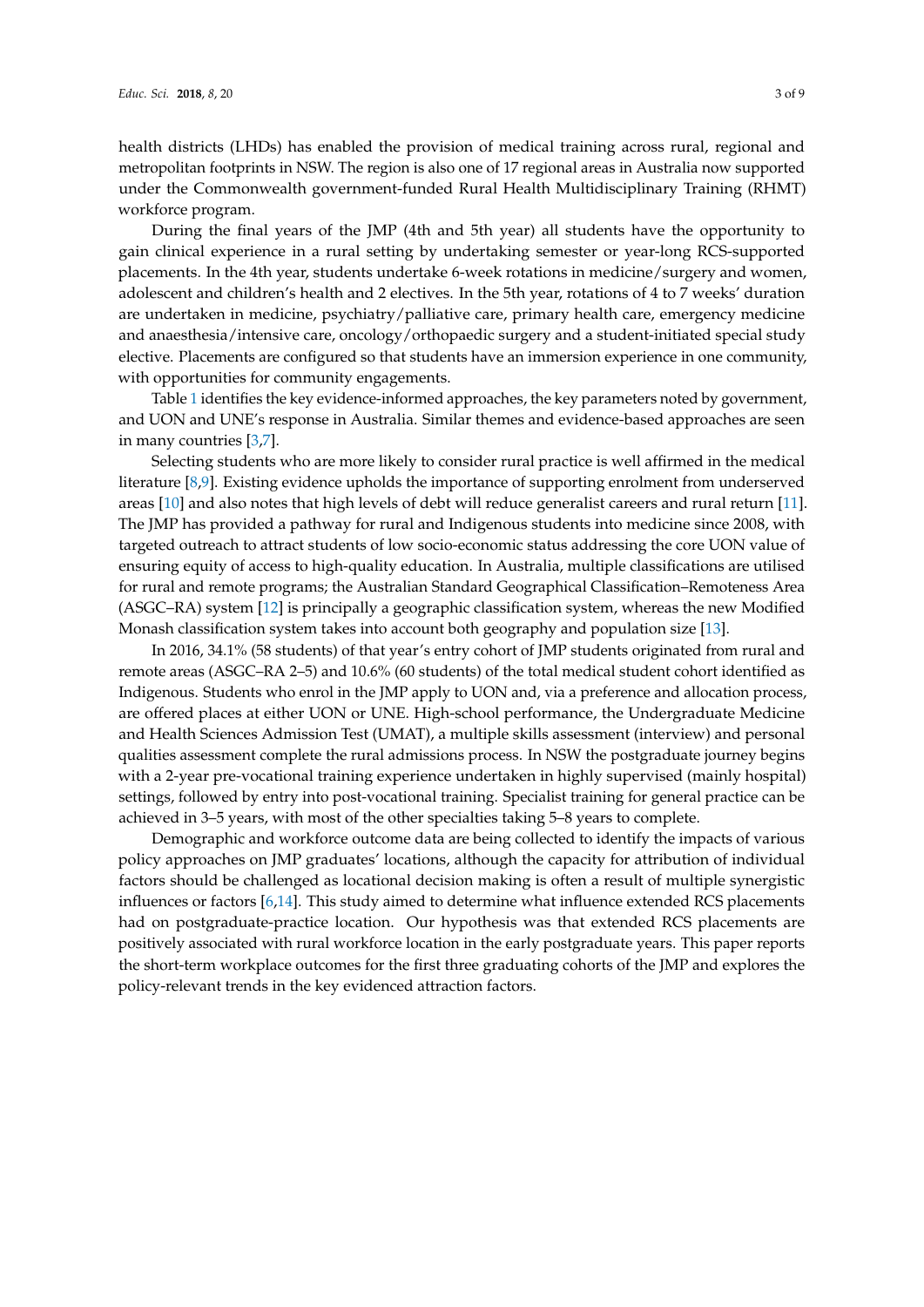health districts (LHDs) has enabled the provision of medical training across rural, regional and metropolitan footprints in NSW. The region is also one of 17 regional areas in Australia now supported under the Commonwealth government-funded Rural Health Multidisciplinary Training (RHMT) workforce program.

During the final years of the JMP (4th and 5th year) all students have the opportunity to gain clinical experience in a rural setting by undertaking semester or year-long RCS-supported placements. In the 4th year, students undertake 6-week rotations in medicine/surgery and women, adolescent and children's health and 2 electives. In the 5th year, rotations of 4 to 7 weeks' duration are undertaken in medicine, psychiatry/palliative care, primary health care, emergency medicine and anaesthesia/intensive care, oncology/orthopaedic surgery and a student-initiated special study elective. Placements are configured so that students have an immersion experience in one community, with opportunities for community engagements.

Table 1 identifies the key evidence-informed approaches, the key parameters noted by government, and UON and UNE's response in Australia. Similar themes and evidence-based approaches are seen in many countries [3,7].

Selecting students who are more likely to consider rural practice is well affirmed in the medical literature [8,9]. Existing evidence upholds the importance of supporting enrolment from underserved areas [10] and also notes that high levels of debt will reduce generalist careers and rural return [11]. The JMP has provided a pathway for rural and Indigenous students into medicine since 2008, with targeted outreach to attract students of low socio-economic status addressing the core UON value of ensuring equity of access to high-quality education. In Australia, multiple classifications are utilised for rural and remote programs; the Australian Standard Geographical Classification–Remoteness Area (ASGC–RA) system [12] is principally a geographic classification system, whereas the new Modified Monash classification system takes into account both geography and population size [13].

In 2016, 34.1% (58 students) of that year's entry cohort of JMP students originated from rural and remote areas (ASGC–RA 2–5) and 10.6% (60 students) of the total medical student cohort identified as Indigenous. Students who enrol in the JMP apply to UON and, via a preference and allocation process, are offered places at either UON or UNE. High-school performance, the Undergraduate Medicine and Health Sciences Admission Test (UMAT), a multiple skills assessment (interview) and personal qualities assessment complete the rural admissions process. In NSW the postgraduate journey begins with a 2-year pre-vocational training experience undertaken in highly supervised (mainly hospital) settings, followed by entry into post-vocational training. Specialist training for general practice can be achieved in 3–5 years, with most of the other specialties taking 5–8 years to complete.

Demographic and workforce outcome data are being collected to identify the impacts of various policy approaches on JMP graduates' locations, although the capacity for attribution of individual factors should be challenged as locational decision making is often a result of multiple synergistic influences or factors [6,14]. This study aimed to determine what influence extended RCS placements had on postgraduate-practice location. Our hypothesis was that extended RCS placements are positively associated with rural workforce location in the early postgraduate years. This paper reports the short-term workplace outcomes for the first three graduating cohorts of the JMP and explores the policy-relevant trends in the key evidenced attraction factors.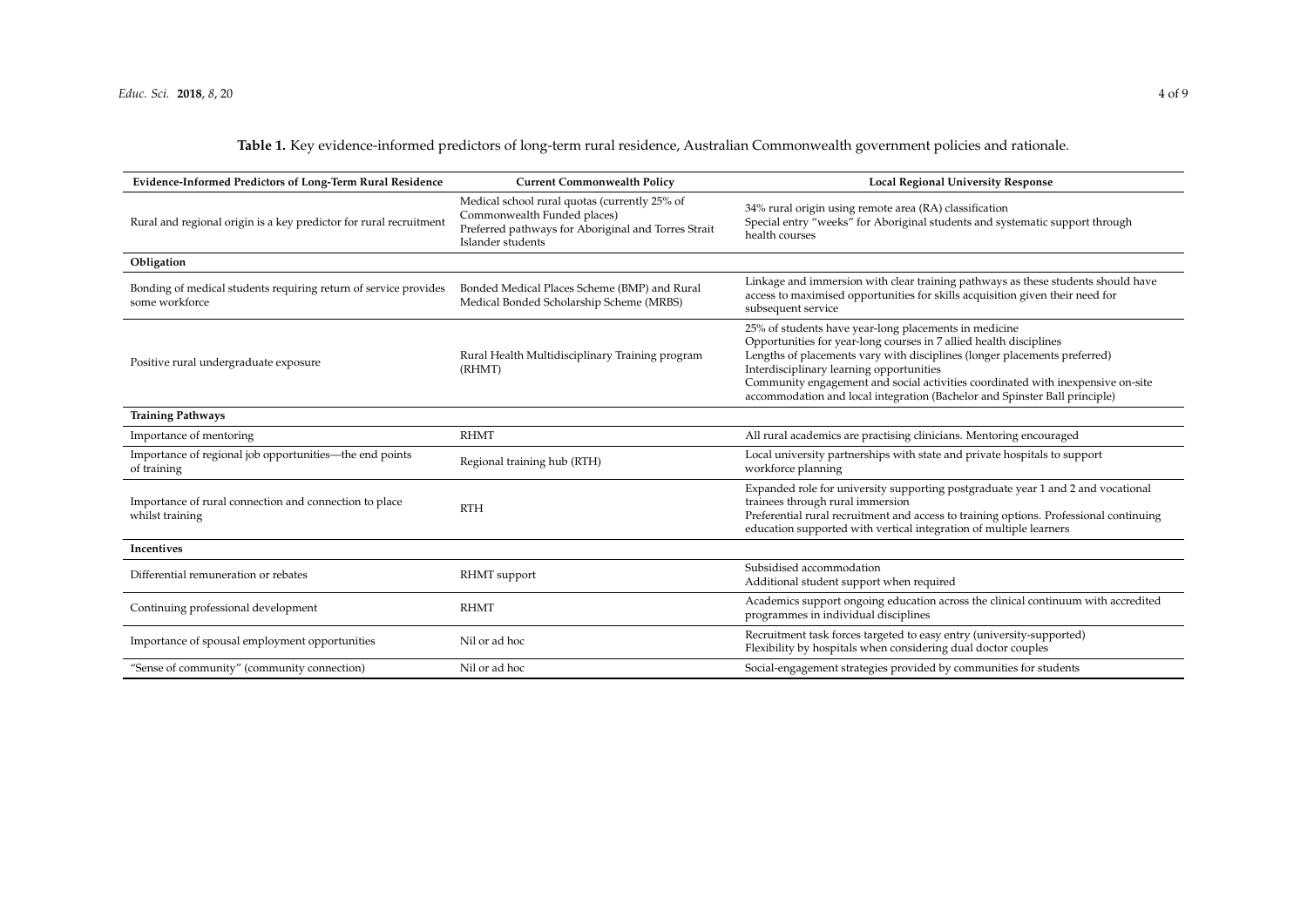**Table 1.** Key evidence-informed predictors of long-term rural residence, Australian Commonwealth government policies and rationale.

| Evidence-Informed Predictors of Long-Term Rural Residence | Current Commonwealth Policy | Local Regional University Response |
|---|---|---|
| Rural and regional origin is a key predictor for rural recruitment | Medical school rural quotas (currently 25% of Commonwealth Funded places)<br>Preferred pathways for Aboriginal and Torres Strait Islander students | 34% rural origin using remote area (RA) classification<br>Special entry "weeks" for Aboriginal students and systematic support through health courses |
| **Obligation** | | |
| Bonding of medical students requiring return of service provides some workforce | Bonded Medical Places Scheme (BMP) and Rural Medical Bonded Scholarship Scheme (MRBS) | Linkage and immersion with clear training pathways as these students should have access to maximised opportunities for skills acquisition given their need for subsequent service |
| Positive rural undergraduate exposure | Rural Health Multidisciplinary Training program (RHMT) | 25% of students have year-long placements in medicine<br>Opportunities for year-long courses in 7 allied health disciplines<br>Lengths of placements vary with disciplines (longer placements preferred)<br>Interdisciplinary learning opportunities<br>Community engagement and social activities coordinated with inexpensive on-site accommodation and local integration (Bachelor and Spinster Ball principle) |
| **Training Pathways** | | |
| Importance of mentoring | RHMT | All rural academics are practising clinicians. Mentoring encouraged |
| Importance of regional job opportunities—the end points of training | Regional training hub (RTH) | Local university partnerships with state and private hospitals to support workforce planning |
| Importance of rural connection and connection to place whilst training | RTH | Expanded role for university supporting postgraduate year 1 and 2 and vocational trainees through rural immersion<br>Preferential rural recruitment and access to training options. Professional continuing education supported with vertical integration of multiple learners |
| **Incentives** | | |
| Differential remuneration or rebates | RHMT support | Subsidised accommodation<br>Additional student support when required |
| Continuing professional development | RHMT | Academics support ongoing education across the clinical continuum with accredited programmes in individual disciplines |
| Importance of spousal employment opportunities | Nil or ad hoc | Recruitment task forces targeted to easy entry (university-supported)<br>Flexibility by hospitals when considering dual doctor couples |
| "Sense of community" (community connection) | Nil or ad hoc | Social-engagement strategies provided by communities for students |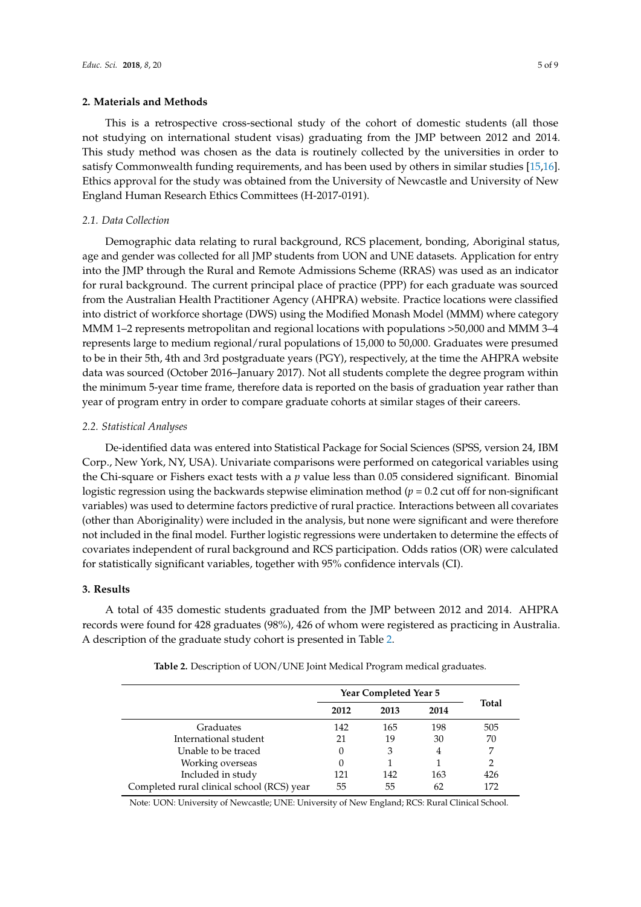## 2. Materials and Methods

This is a retrospective cross-sectional study of the cohort of domestic students (all those not studying on international student visas) graduating from the JMP between 2012 and 2014. This study method was chosen as the data is routinely collected by the universities in order to satisfy Commonwealth funding requirements, and has been used by others in similar studies [15,16]. Ethics approval for the study was obtained from the University of Newcastle and University of New England Human Research Ethics Committees (H-2017-0191).

### 2.1. Data Collection

Demographic data relating to rural background, RCS placement, bonding, Aboriginal status, age and gender was collected for all JMP students from UON and UNE datasets. Application for entry into the JMP through the Rural and Remote Admissions Scheme (RRAS) was used as an indicator for rural background. The current principal place of practice (PPP) for each graduate was sourced from the Australian Health Practitioner Agency (AHPRA) website. Practice locations were classified into district of workforce shortage (DWS) using the Modified Monash Model (MMM) where category MMM 1–2 represents metropolitan and regional locations with populations >50,000 and MMM 3–4 represents large to medium regional/rural populations of 15,000 to 50,000. Graduates were presumed to be in their 5th, 4th and 3rd postgraduate years (PGY), respectively, at the time the AHPRA website data was sourced (October 2016–January 2017). Not all students complete the degree program within the minimum 5-year time frame, therefore data is reported on the basis of graduation year rather than year of program entry in order to compare graduate cohorts at similar stages of their careers.

### 2.2. Statistical Analyses

De-identified data was entered into Statistical Package for Social Sciences (SPSS, version 24, IBM Corp., New York, NY, USA). Univariate comparisons were performed on categorical variables using the Chi-square or Fishers exact tests with a $p$ value less than 0.05 considered significant. Binomial logistic regression using the backwards stepwise elimination method ($p = 0.2$ cut off for non-significant variables) was used to determine factors predictive of rural practice. Interactions between all covariates (other than Aboriginality) were included in the analysis, but none were significant and were therefore not included in the final model. Further logistic regressions were undertaken to determine the effects of covariates independent of rural background and RCS participation. Odds ratios (OR) were calculated for statistically significant variables, together with 95% confidence intervals (CI).

## 3. Results

A total of 435 domestic students graduated from the JMP between 2012 and 2014. AHPRA records were found for 428 graduates (98%), 426 of whom were registered as practicing in Australia. A description of the graduate study cohort is presented in Table 2.

**Table 2.** Description of UON/UNE Joint Medical Program medical graduates.

| | Year Completed Year 5 | | | Total |
|---|---|---|---|---|
| | 2012 | 2013 | 2014 | |
| Graduates | 142 | 165 | 198 | 505 |
| International student | 21 | 19 | 30 | 70 |
| Unable to be traced | 0 | 3 | 4 | 7 |
| Working overseas | 0 | 1 | 1 | 2 |
| Included in study | 121 | 142 | 163 | 426 |
| Completed rural clinical school (RCS) year | 55 | 55 | 62 | 172 |

Note: UON: University of Newcastle; UNE: University of New England; RCS: Rural Clinical School.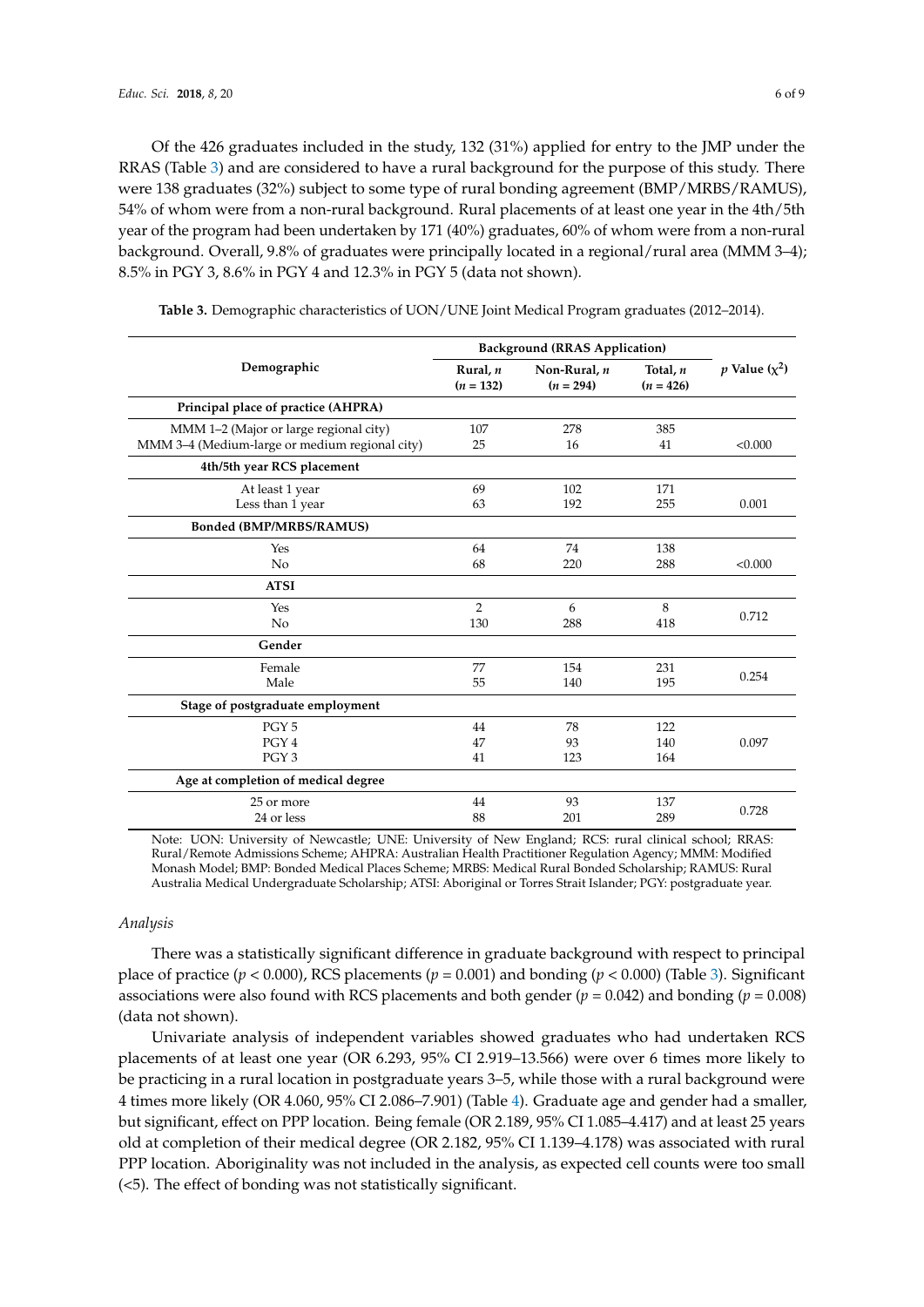Of the 426 graduates included in the study, 132 (31%) applied for entry to the JMP under the RRAS (Table 3) and are considered to have a rural background for the purpose of this study. There were 138 graduates (32%) subject to some type of rural bonding agreement (BMP/MRBS/RAMUS), 54% of whom were from a non-rural background. Rural placements of at least one year in the 4th/5th year of the program had been undertaken by 171 (40%) graduates, 60% of whom were from a non-rural background. Overall, 9.8% of graduates were principally located in a regional/rural area (MMM 3–4); 8.5% in PGY 3, 8.6% in PGY 4 and 12.3% in PGY 5 (data not shown).

**Table 3.** Demographic characteristics of UON/UNE Joint Medical Program graduates (2012–2014).

| Demographic | Background (RRAS Application) | | | *p* Value ($\chi^2$) |
|---|---|---|---|---|
| | Rural, *n* (*n* = 132) | Non-Rural, *n* (*n* = 294) | Total, *n* (*n* = 426) | |
| **Principal place of practice (AHPRA)** | | | | |
| MMM 1–2 (Major or large regional city) | 107 | 278 | 385 | |
| MMM 3–4 (Medium-large or medium regional city) | 25 | 16 | 41 | <0.000 |
| **4th/5th year RCS placement** | | | | |
| At least 1 year | 69 | 102 | 171 | |
| Less than 1 year | 63 | 192 | 255 | 0.001 |
| **Bonded (BMP/MRBS/RAMUS)** | | | | |
| Yes | 64 | 74 | 138 | |
| No | 68 | 220 | 288 | <0.000 |
| **ATSI** | | | | |
| Yes | 2 | 6 | 8 | 0.712 |
| No | 130 | 288 | 418 | |
| **Gender** | | | | |
| Female | 77 | 154 | 231 | 0.254 |
| Male | 55 | 140 | 195 | |
| **Stage of postgraduate employment** | | | | |
| PGY 5 | 44 | 78 | 122 | |
| PGY 4 | 47 | 93 | 140 | 0.097 |
| PGY 3 | 41 | 123 | 164 | |
| **Age at completion of medical degree** | | | | |
| 25 or more | 44 | 93 | 137 | 0.728 |
| 24 or less | 88 | 201 | 289 | |

Note: UON: University of Newcastle; UNE: University of New England; RCS: rural clinical school; RRAS: Rural/Remote Admissions Scheme; AHPRA: Australian Health Practitioner Regulation Agency; MMM: Modified Monash Model; BMP: Bonded Medical Places Scheme; MRBS: Medical Rural Bonded Scholarship; RAMUS: Rural Australia Medical Undergraduate Scholarship; ATSI: Aboriginal or Torres Strait Islander; PGY: postgraduate year.

*Analysis*

There was a statistically significant difference in graduate background with respect to principal place of practice ($p < 0.000$), RCS placements ($p = 0.001$) and bonding ($p < 0.000$) (Table 3). Significant associations were also found with RCS placements and both gender ($p = 0.042$) and bonding ($p = 0.008$) (data not shown).

Univariate analysis of independent variables showed graduates who had undertaken RCS placements of at least one year (OR 6.293, 95% CI 2.919–13.566) were over 6 times more likely to be practicing in a rural location in postgraduate years 3–5, while those with a rural background were 4 times more likely (OR 4.060, 95% CI 2.086–7.901) (Table 4). Graduate age and gender had a smaller, but significant, effect on PPP location. Being female (OR 2.189, 95% CI 1.085–4.417) and at least 25 years old at completion of their medical degree (OR 2.182, 95% CI 1.139–4.178) was associated with rural PPP location. Aboriginality was not included in the analysis, as expected cell counts were too small (<5). The effect of bonding was not statistically significant.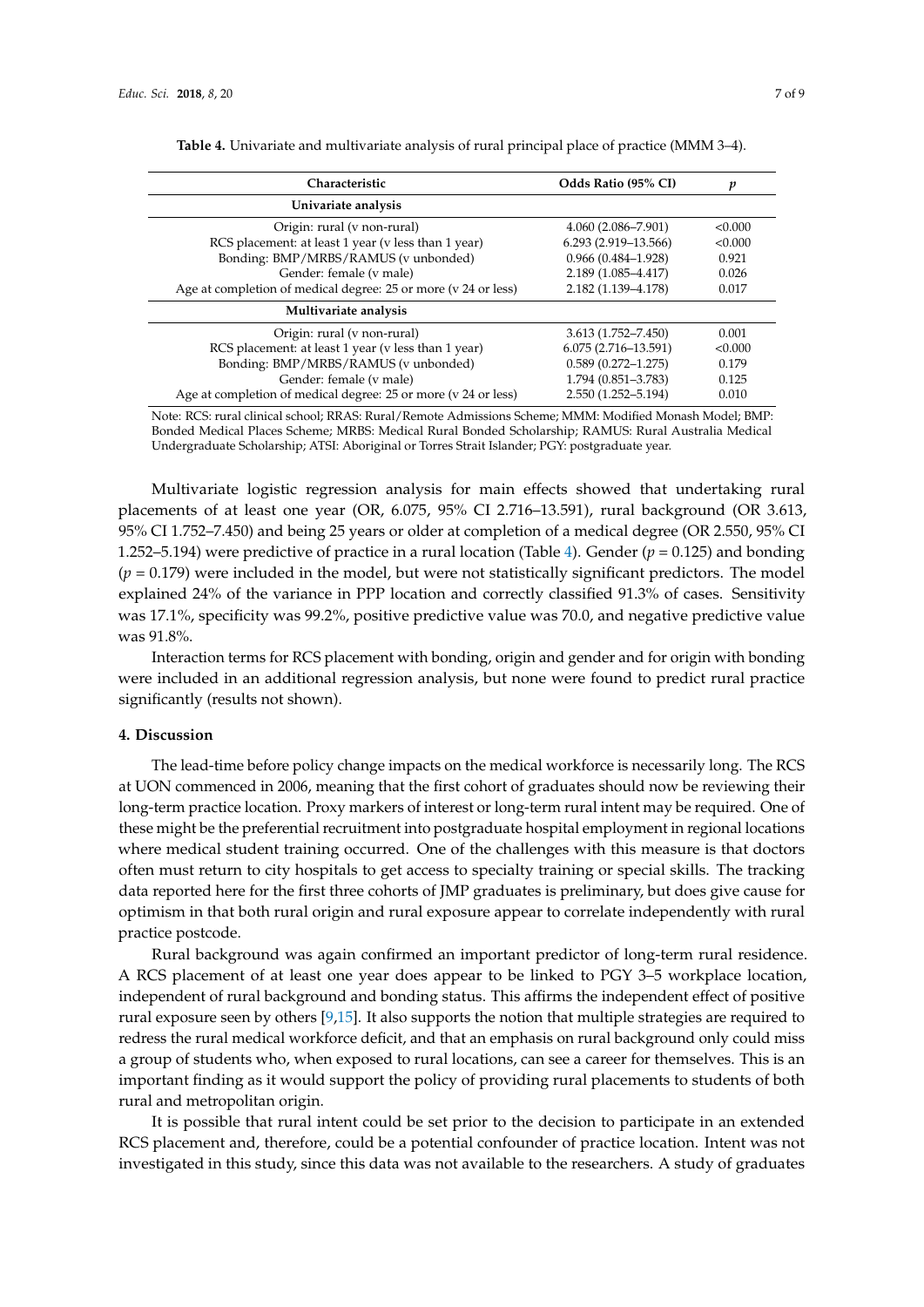**Table 4.** Univariate and multivariate analysis of rural principal place of practice (MMM 3–4).

| Characteristic | Odds Ratio (95% CI) | *p* |
|---|---|---|
| **Univariate analysis** | | |
| Origin: rural (v non-rural) | 4.060 (2.086–7.901) | <0.000 |
| RCS placement: at least 1 year (v less than 1 year) | 6.293 (2.919–13.566) | <0.000 |
| Bonding: BMP/MRBS/RAMUS (v unbonded) | 0.966 (0.484–1.928) | 0.921 |
| Gender: female (v male) | 2.189 (1.085–4.417) | 0.026 |
| Age at completion of medical degree: 25 or more (v 24 or less) | 2.182 (1.139–4.178) | 0.017 |
| **Multivariate analysis** | | |
| Origin: rural (v non-rural) | 3.613 (1.752–7.450) | 0.001 |
| RCS placement: at least 1 year (v less than 1 year) | 6.075 (2.716–13.591) | <0.000 |
| Bonding: BMP/MRBS/RAMUS (v unbonded) | 0.589 (0.272–1.275) | 0.179 |
| Gender: female (v male) | 1.794 (0.851–3.783) | 0.125 |
| Age at completion of medical degree: 25 or more (v 24 or less) | 2.550 (1.252–5.194) | 0.010 |

Note: RCS: rural clinical school; RRAS: Rural/Remote Admissions Scheme; MMM: Modified Monash Model; BMP: Bonded Medical Places Scheme; MRBS: Medical Rural Bonded Scholarship; RAMUS: Rural Australia Medical Undergraduate Scholarship; ATSI: Aboriginal or Torres Strait Islander; PGY: postgraduate year.

Multivariate logistic regression analysis for main effects showed that undertaking rural placements of at least one year (OR, 6.075, 95% CI 2.716–13.591), rural background (OR 3.613, 95% CI 1.752–7.450) and being 25 years or older at completion of a medical degree (OR 2.550, 95% CI 1.252–5.194) were predictive of practice in a rural location (Table 4). Gender ($p = 0.125$) and bonding ($p = 0.179$) were included in the model, but were not statistically significant predictors. The model explained 24% of the variance in PPP location and correctly classified 91.3% of cases. Sensitivity was 17.1%, specificity was 99.2%, positive predictive value was 70.0, and negative predictive value was 91.8%.

Interaction terms for RCS placement with bonding, origin and gender and for origin with bonding were included in an additional regression analysis, but none were found to predict rural practice significantly (results not shown).

## 4. Discussion

The lead-time before policy change impacts on the medical workforce is necessarily long. The RCS at UON commenced in 2006, meaning that the first cohort of graduates should now be reviewing their long-term practice location. Proxy markers of interest or long-term rural intent may be required. One of these might be the preferential recruitment into postgraduate hospital employment in regional locations where medical student training occurred. One of the challenges with this measure is that doctors often must return to city hospitals to get access to specialty training or special skills. The tracking data reported here for the first three cohorts of JMP graduates is preliminary, but does give cause for optimism in that both rural origin and rural exposure appear to correlate independently with rural practice postcode.

Rural background was again confirmed an important predictor of long-term rural residence. A RCS placement of at least one year does appear to be linked to PGY 3–5 workplace location, independent of rural background and bonding status. This affirms the independent effect of positive rural exposure seen by others [9,15]. It also supports the notion that multiple strategies are required to redress the rural medical workforce deficit, and that an emphasis on rural background only could miss a group of students who, when exposed to rural locations, can see a career for themselves. This is an important finding as it would support the policy of providing rural placements to students of both rural and metropolitan origin.

It is possible that rural intent could be set prior to the decision to participate in an extended RCS placement and, therefore, could be a potential confounder of practice location. Intent was not investigated in this study, since this data was not available to the researchers. A study of graduates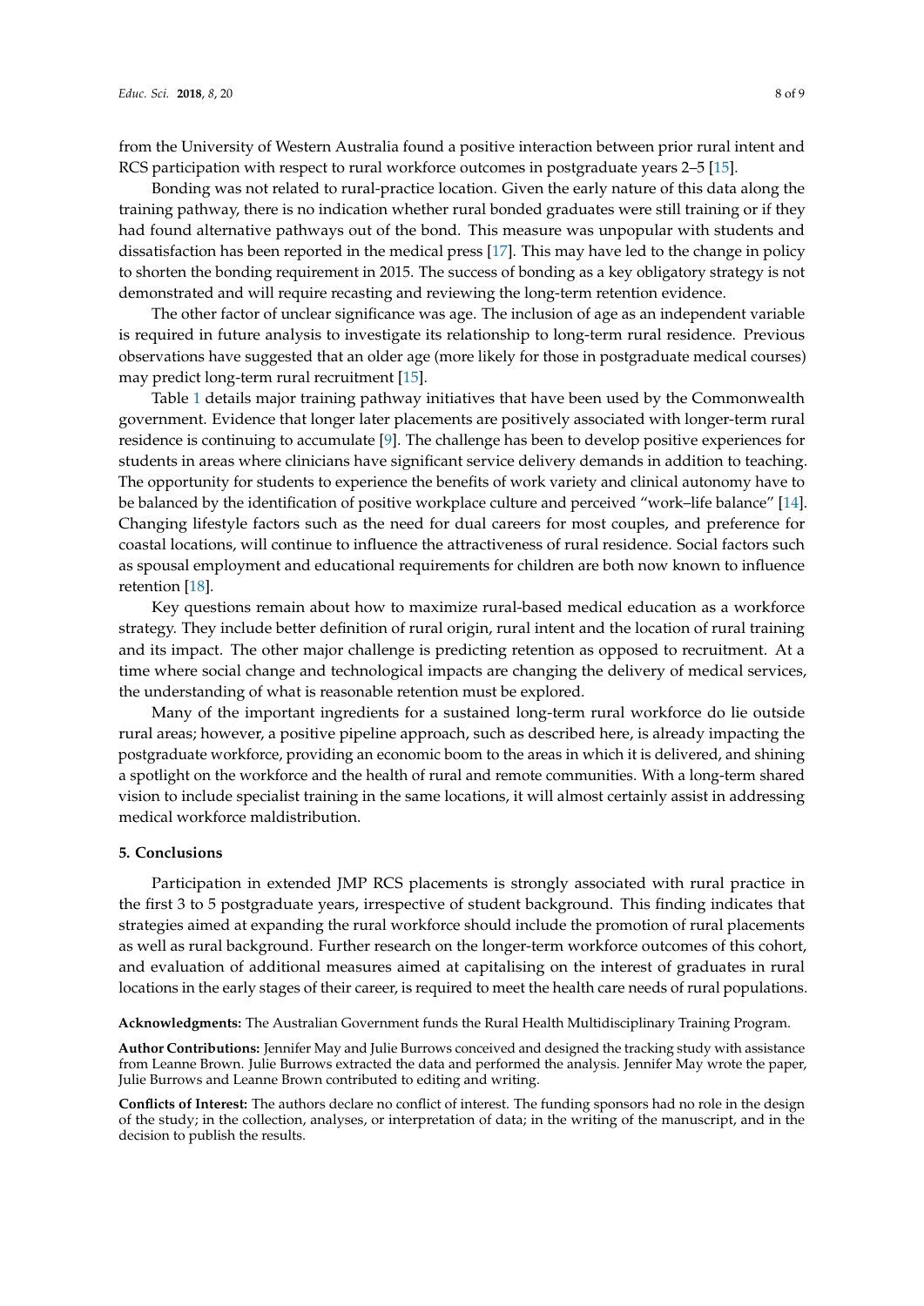from the University of Western Australia found a positive interaction between prior rural intent and RCS participation with respect to rural workforce outcomes in postgraduate years 2–5 [15].

Bonding was not related to rural-practice location. Given the early nature of this data along the training pathway, there is no indication whether rural bonded graduates were still training or if they had found alternative pathways out of the bond. This measure was unpopular with students and dissatisfaction has been reported in the medical press [17]. This may have led to the change in policy to shorten the bonding requirement in 2015. The success of bonding as a key obligatory strategy is not demonstrated and will require recasting and reviewing the long-term retention evidence.

The other factor of unclear significance was age. The inclusion of age as an independent variable is required in future analysis to investigate its relationship to long-term rural residence. Previous observations have suggested that an older age (more likely for those in postgraduate medical courses) may predict long-term rural recruitment [15].

Table 1 details major training pathway initiatives that have been used by the Commonwealth government. Evidence that longer later placements are positively associated with longer-term rural residence is continuing to accumulate [9]. The challenge has been to develop positive experiences for students in areas where clinicians have significant service delivery demands in addition to teaching. The opportunity for students to experience the benefits of work variety and clinical autonomy have to be balanced by the identification of positive workplace culture and perceived "work–life balance" [14]. Changing lifestyle factors such as the need for dual careers for most couples, and preference for coastal locations, will continue to influence the attractiveness of rural residence. Social factors such as spousal employment and educational requirements for children are both now known to influence retention [18].

Key questions remain about how to maximize rural-based medical education as a workforce strategy. They include better definition of rural origin, rural intent and the location of rural training and its impact. The other major challenge is predicting retention as opposed to recruitment. At a time where social change and technological impacts are changing the delivery of medical services, the understanding of what is reasonable retention must be explored.

Many of the important ingredients for a sustained long-term rural workforce do lie outside rural areas; however, a positive pipeline approach, such as described here, is already impacting the postgraduate workforce, providing an economic boom to the areas in which it is delivered, and shining a spotlight on the workforce and the health of rural and remote communities. With a long-term shared vision to include specialist training in the same locations, it will almost certainly assist in addressing medical workforce maldistribution.

## 5. Conclusions

Participation in extended JMP RCS placements is strongly associated with rural practice in the first 3 to 5 postgraduate years, irrespective of student background. This finding indicates that strategies aimed at expanding the rural workforce should include the promotion of rural placements as well as rural background. Further research on the longer-term workforce outcomes of this cohort, and evaluation of additional measures aimed at capitalising on the interest of graduates in rural locations in the early stages of their career, is required to meet the health care needs of rural populations.

**Acknowledgments:** The Australian Government funds the Rural Health Multidisciplinary Training Program.

**Author Contributions:** Jennifer May and Julie Burrows conceived and designed the tracking study with assistance from Leanne Brown. Julie Burrows extracted the data and performed the analysis. Jennifer May wrote the paper, Julie Burrows and Leanne Brown contributed to editing and writing.

**Conflicts of Interest:** The authors declare no conflict of interest. The funding sponsors had no role in the design of the study; in the collection, analyses, or interpretation of data; in the writing of the manuscript, and in the decision to publish the results.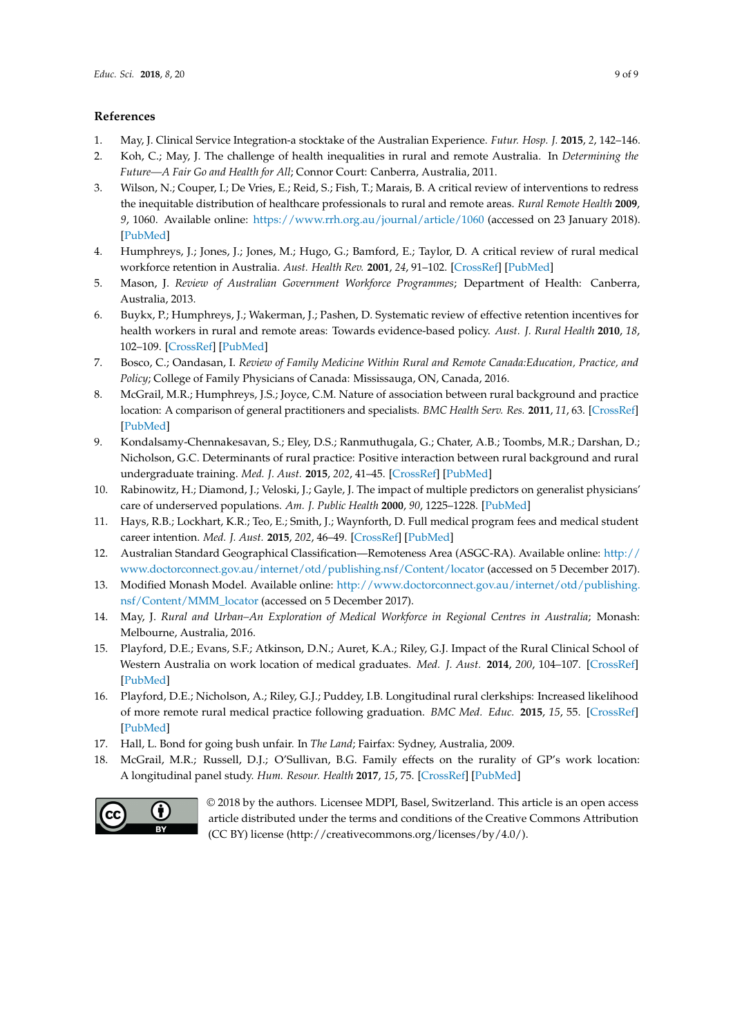## References

1. May, J. Clinical Service Integration-a stocktake of the Australian Experience. *Futur. Hosp. J.* **2015**, *2*, 142–146.
2. Koh, C.; May, J. The challenge of health inequalities in rural and remote Australia. In *Determining the Future—A Fair Go and Health for All*; Connor Court: Canberra, Australia, 2011.
3. Wilson, N.; Couper, I.; De Vries, E.; Reid, S.; Fish, T.; Marais, B. A critical review of interventions to redress the inequitable distribution of healthcare professionals to rural and remote areas. *Rural Remote Health* **2009**, *9*, 1060. Available online: https://www.rrh.org.au/journal/article/1060 (accessed on 23 January 2018). [PubMed]
4. Humphreys, J.; Jones, J.; Jones, M.; Hugo, G.; Bamford, E.; Taylor, D. A critical review of rural medical workforce retention in Australia. *Aust. Health Rev.* **2001**, *24*, 91–102. [CrossRef] [PubMed]
5. Mason, J. *Review of Australian Government Workforce Programmes*; Department of Health: Canberra, Australia, 2013.
6. Buykx, P.; Humphreys, J.; Wakerman, J.; Pashen, D. Systematic review of effective retention incentives for health workers in rural and remote areas: Towards evidence-based policy. *Aust. J. Rural Health* **2010**, *18*, 102–109. [CrossRef] [PubMed]
7. Bosco, C.; Oandasan, I. *Review of Family Medicine Within Rural and Remote Canada:Education, Practice, and Policy*; College of Family Physicians of Canada: Mississauga, ON, Canada, 2016.
8. McGrail, M.R.; Humphreys, J.S.; Joyce, C.M. Nature of association between rural background and practice location: A comparison of general practitioners and specialists. *BMC Health Serv. Res.* **2011**, *11*, 63. [CrossRef] [PubMed]
9. Kondalsamy-Chennakesavan, S.; Eley, D.S.; Ranmuthugala, G.; Chater, A.B.; Toombs, M.R.; Darshan, D.; Nicholson, G.C. Determinants of rural practice: Positive interaction between rural background and rural undergraduate training. *Med. J. Aust.* **2015**, *202*, 41–45. [CrossRef] [PubMed]
10. Rabinowitz, H.; Diamond, J.; Veloski, J.; Gayle, J. The impact of multiple predictors on generalist physicians' care of underserved populations. *Am. J. Public Health* **2000**, *90*, 1225–1228. [PubMed]
11. Hays, R.B.; Lockhart, K.R.; Teo, E.; Smith, J.; Waynforth, D. Full medical program fees and medical student career intention. *Med. J. Aust.* **2015**, *202*, 46–49. [CrossRef] [PubMed]
12. Australian Standard Geographical Classification—Remoteness Area (ASGC-RA). Available online: http://www.doctorconnect.gov.au/internet/otd/publishing.nsf/Content/locator (accessed on 5 December 2017).
13. Modified Monash Model. Available online: http://www.doctorconnect.gov.au/internet/otd/publishing.nsf/Content/MMM_locator (accessed on 5 December 2017).
14. May, J. *Rural and Urban–An Exploration of Medical Workforce in Regional Centres in Australia*; Monash: Melbourne, Australia, 2016.
15. Playford, D.E.; Evans, S.F.; Atkinson, D.N.; Auret, K.A.; Riley, G.J. Impact of the Rural Clinical School of Western Australia on work location of medical graduates. *Med. J. Aust.* **2014**, *200*, 104–107. [CrossRef] [PubMed]
16. Playford, D.E.; Nicholson, A.; Riley, G.J.; Puddey, I.B. Longitudinal rural clerkships: Increased likelihood of more remote rural medical practice following graduation. *BMC Med. Educ.* **2015**, *15*, 55. [CrossRef] [PubMed]
17. Hall, L. Bond for going bush unfair. In *The Land*; Fairfax: Sydney, Australia, 2009.
18. McGrail, M.R.; Russell, D.J.; O'Sullivan, B.G. Family effects on the rurality of GP's work location: A longitudinal panel study. *Hum. Resour. Health* **2017**, *15*, 75. [CrossRef] [PubMed]

© 2018 by the authors. Licensee MDPI, Basel, Switzerland. This article is an open access article distributed under the terms and conditions of the Creative Commons Attribution (CC BY) license (http://creativecommons.org/licenses/by/4.0/).